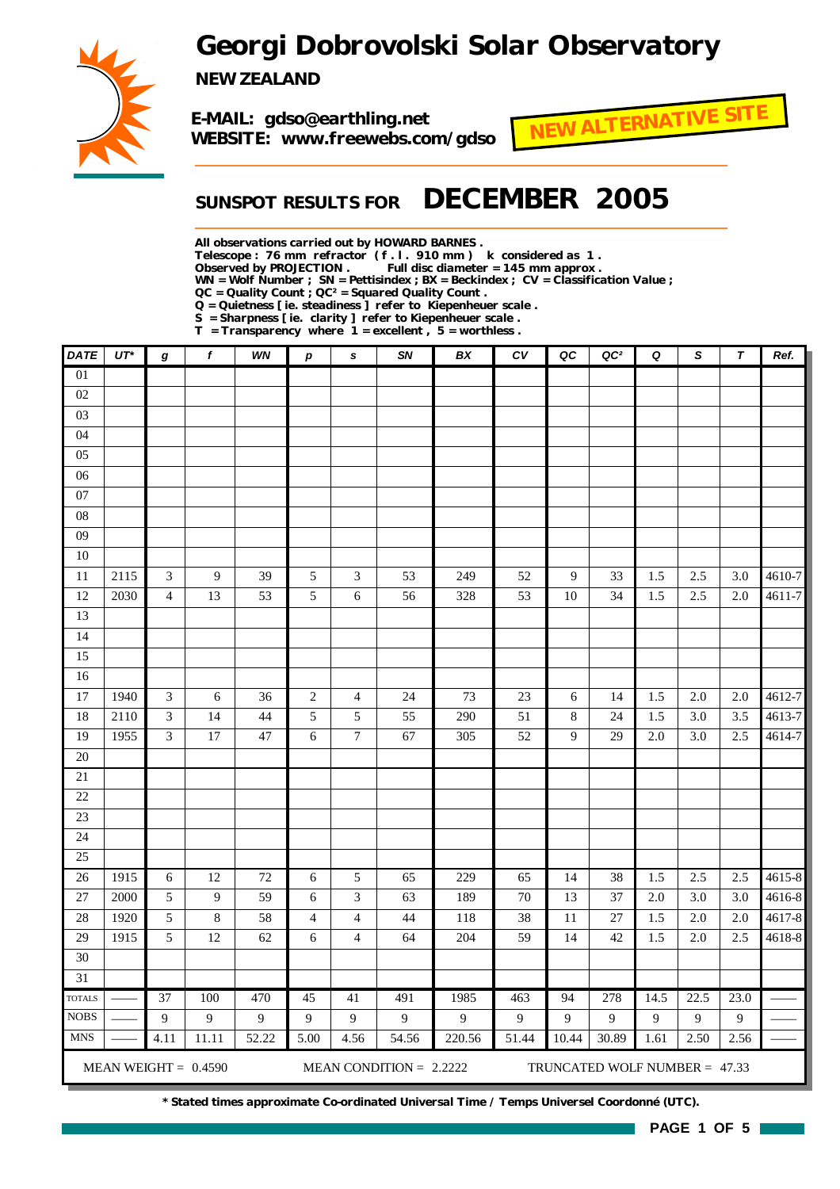# Georgi Dobrovolski Solar Observatory

**NEW ZEALAND**

**E-MAIL: gdso@earthling.net**
**WEBSITE: www.freewebs.com/gdso**

**NEW ALTERNATIVE SITE**

## SUNSPOT RESULTS FOR DECEMBER 2005

**All observations carried out by HOWARD BARNES .**
**Telescope : 76 mm refractor ( f . l . 910 mm ) k considered as 1 .**
**Observed by PROJECTION . Full disc diameter = 145 mm approx .**
**WN = Wolf Number ; SN = Pettisindex ; BX = Beckindex ; CV = Classification Value ;**
**QC = Quality Count ; QC² = Squared Quality Count .**
**Q = Quietness [ ie. steadiness ] refer to Kiepenheuer scale .**
**S = Sharpness [ ie. clarity ] refer to Kiepenheuer scale .**
**T = Transparency where 1 = excellent , 5 = worthless .**

| DATE | UT* | g | f | WN | p | s | SN | BX | CV | QC | QC² | Q | S | T | Ref. |
|---|---|---|---|---|---|---|---|---|---|---|---|---|---|---|---|
| 01 | | | | | | | | | | | | | | | |
| 02 | | | | | | | | | | | | | | | |
| 03 | | | | | | | | | | | | | | | |
| 04 | | | | | | | | | | | | | | | |
| 05 | | | | | | | | | | | | | | | |
| 06 | | | | | | | | | | | | | | | |
| 07 | | | | | | | | | | | | | | | |
| 08 | | | | | | | | | | | | | | | |
| 09 | | | | | | | | | | | | | | | |
| 10 | | | | | | | | | | | | | | | |
| 11 | 2115 | 3 | 9 | 39 | 5 | 3 | 53 | 249 | 52 | 9 | 33 | 1.5 | 2.5 | 3.0 | 4610-7 |
| 12 | 2030 | 4 | 13 | 53 | 5 | 6 | 56 | 328 | 53 | 10 | 34 | 1.5 | 2.5 | 2.0 | 4611-7 |
| 13 | | | | | | | | | | | | | | | |
| 14 | | | | | | | | | | | | | | | |
| 15 | | | | | | | | | | | | | | | |
| 16 | | | | | | | | | | | | | | | |
| 17 | 1940 | 3 | 6 | 36 | 2 | 4 | 24 | 73 | 23 | 6 | 14 | 1.5 | 2.0 | 2.0 | 4612-7 |
| 18 | 2110 | 3 | 14 | 44 | 5 | 5 | 55 | 290 | 51 | 8 | 24 | 1.5 | 3.0 | 3.5 | 4613-7 |
| 19 | 1955 | 3 | 17 | 47 | 6 | 7 | 67 | 305 | 52 | 9 | 29 | 2.0 | 3.0 | 2.5 | 4614-7 |
| 20 | | | | | | | | | | | | | | | |
| 21 | | | | | | | | | | | | | | | |
| 22 | | | | | | | | | | | | | | | |
| 23 | | | | | | | | | | | | | | | |
| 24 | | | | | | | | | | | | | | | |
| 25 | | | | | | | | | | | | | | | |
| 26 | 1915 | 6 | 12 | 72 | 6 | 5 | 65 | 229 | 65 | 14 | 38 | 1.5 | 2.5 | 2.5 | 4615-8 |
| 27 | 2000 | 5 | 9 | 59 | 6 | 3 | 63 | 189 | 70 | 13 | 37 | 2.0 | 3.0 | 3.0 | 4616-8 |
| 28 | 1920 | 5 | 8 | 58 | 4 | 4 | 44 | 118 | 38 | 11 | 27 | 1.5 | 2.0 | 2.0 | 4617-8 |
| 29 | 1915 | 5 | 12 | 62 | 6 | 4 | 64 | 204 | 59 | 14 | 42 | 1.5 | 2.0 | 2.5 | 4618-8 |
| 30 | | | | | | | | | | | | | | | |
| 31 | | | | | | | | | | | | | | | |
| TOTALS | —— | 37 | 100 | 470 | 45 | 41 | 491 | 1985 | 463 | 94 | 278 | 14.5 | 22.5 | 23.0 | —— |
| NOBS | —— | 9 | 9 | 9 | 9 | 9 | 9 | 9 | 9 | 9 | 9 | 9 | 9 | 9 | —— |
| MNS | —— | 4.11 | 11.11 | 52.22 | 5.00 | 4.56 | 54.56 | 220.56 | 51.44 | 10.44 | 30.89 | 1.61 | 2.50 | 2.56 | —— |

MEAN WEIGHT = 0.4590 MEAN CONDITION = 2.2222 TRUNCATED WOLF NUMBER = 47.33

**\* Stated times approximate Co-ordinated Universal Time / Temps Universel Coordonné (UTC).**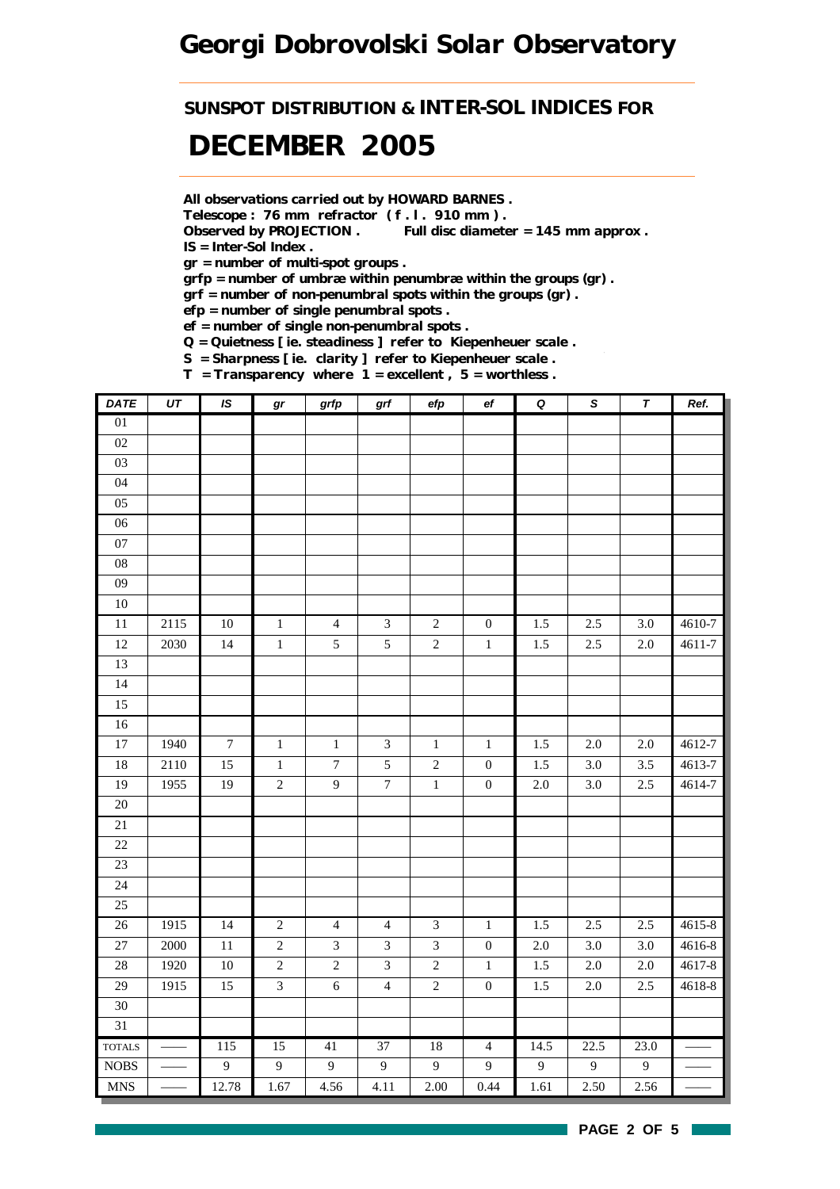# Georgi Dobrovolski Solar Observatory

## SUNSPOT DISTRIBUTION & INTER-SOL INDICES FOR

# DECEMBER 2005

**All observations carried out by HOWARD BARNES .**
**Telescope : 76 mm refractor ( f . l . 910 mm ) .**
**Observed by PROJECTION . Full disc diameter = 145 mm approx .**
**IS = Inter-Sol Index .**
**gr = number of multi-spot groups .**
**grfp = number of umbræ within penumbræ within the groups (gr) .**
**grf = number of non-penumbral spots within the groups (gr) .**
**efp = number of single penumbral spots .**
**ef = number of single non-penumbral spots .**
**Q = Quietness [ ie. steadiness ] refer to Kiepenheuer scale .**
**S = Sharpness [ ie. clarity ] refer to Kiepenheuer scale .**
**T = Transparency where 1 = excellent , 5 = worthless .**

| DATE | UT | IS | gr | grfp | grf | efp | ef | Q | S | T | Ref. |
|---|---|---|---|---|---|---|---|---|---|---|---|
| 01 | | | | | | | | | | | |
| 02 | | | | | | | | | | | |
| 03 | | | | | | | | | | | |
| 04 | | | | | | | | | | | |
| 05 | | | | | | | | | | | |
| 06 | | | | | | | | | | | |
| 07 | | | | | | | | | | | |
| 08 | | | | | | | | | | | |
| 09 | | | | | | | | | | | |
| 10 | | | | | | | | | | | |
| 11 | 2115 | 10 | 1 | 4 | 3 | 2 | 0 | 1.5 | 2.5 | 3.0 | 4610-7 |
| 12 | 2030 | 14 | 1 | 5 | 5 | 2 | 1 | 1.5 | 2.5 | 2.0 | 4611-7 |
| 13 | | | | | | | | | | | |
| 14 | | | | | | | | | | | |
| 15 | | | | | | | | | | | |
| 16 | | | | | | | | | | | |
| 17 | 1940 | 7 | 1 | 1 | 3 | 1 | 1 | 1.5 | 2.0 | 2.0 | 4612-7 |
| 18 | 2110 | 15 | 1 | 7 | 5 | 2 | 0 | 1.5 | 3.0 | 3.5 | 4613-7 |
| 19 | 1955 | 19 | 2 | 9 | 7 | 1 | 0 | 2.0 | 3.0 | 2.5 | 4614-7 |
| 20 | | | | | | | | | | | |
| 21 | | | | | | | | | | | |
| 22 | | | | | | | | | | | |
| 23 | | | | | | | | | | | |
| 24 | | | | | | | | | | | |
| 25 | | | | | | | | | | | |
| 26 | 1915 | 14 | 2 | 4 | 4 | 3 | 1 | 1.5 | 2.5 | 2.5 | 4615-8 |
| 27 | 2000 | 11 | 2 | 3 | 3 | 3 | 0 | 2.0 | 3.0 | 3.0 | 4616-8 |
| 28 | 1920 | 10 | 2 | 2 | 3 | 2 | 1 | 1.5 | 2.0 | 2.0 | 4617-8 |
| 29 | 1915 | 15 | 3 | 6 | 4 | 2 | 0 | 1.5 | 2.0 | 2.5 | 4618-8 |
| 30 | | | | | | | | | | | |
| 31 | | | | | | | | | | | |
| TOTALS | —— | 115 | 15 | 41 | 37 | 18 | 4 | 14.5 | 22.5 | 23.0 | —— |
| NOBS | —— | 9 | 9 | 9 | 9 | 9 | 9 | 9 | 9 | 9 | —— |
| MNS | —— | 12.78 | 1.67 | 4.56 | 4.11 | 2.00 | 0.44 | 1.61 | 2.50 | 2.56 | —— |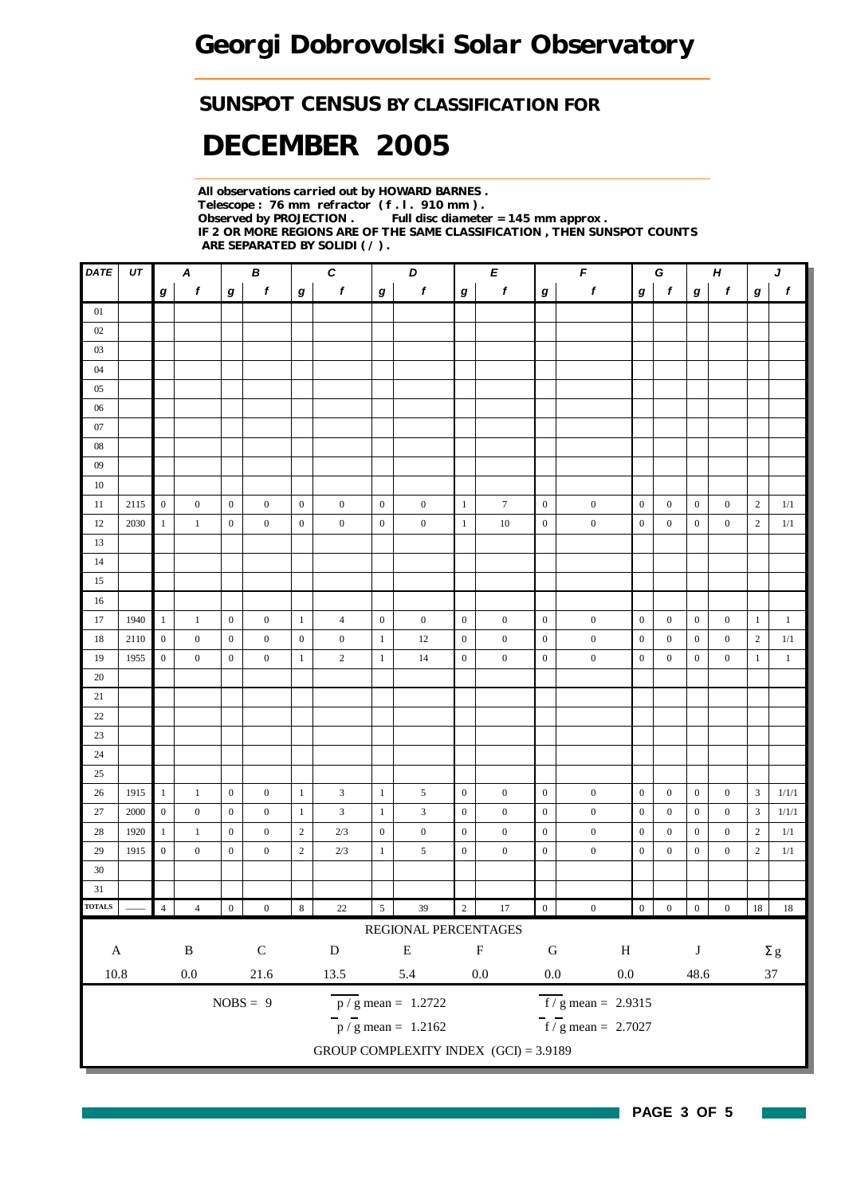# Georgi Dobrovolski Solar Observatory

## SUNSPOT CENSUS BY CLASSIFICATION FOR

# DECEMBER 2005

**All observations carried out by HOWARD BARNES .**
**Telescope : 76 mm refractor ( f . l . 910 mm ) .**
**Observed by PROJECTION . Full disc diameter = 145 mm approx .**
**IF 2 OR MORE REGIONS ARE OF THE SAME CLASSIFICATION , THEN SUNSPOT COUNTS ARE SEPARATED BY SOLIDI ( / ) .**

| DATE | UT | A | | B | | C | | D | | E | | F | | G | | H | | J | |
|---|---|---|---|---|---|---|---|---|---|---|---|---|---|---|---|---|---|---|---|
| | | g | f | g | f | g | f | g | f | g | f | g | f | g | f | g | f | g | f |
| 01 | | | | | | | | | | | | | | | | | | | |
| 02 | | | | | | | | | | | | | | | | | | | |
| 03 | | | | | | | | | | | | | | | | | | | |
| 04 | | | | | | | | | | | | | | | | | | | |
| 05 | | | | | | | | | | | | | | | | | | | |
| 06 | | | | | | | | | | | | | | | | | | | |
| 07 | | | | | | | | | | | | | | | | | | | |
| 08 | | | | | | | | | | | | | | | | | | | |
| 09 | | | | | | | | | | | | | | | | | | | |
| 10 | | | | | | | | | | | | | | | | | | | |
| 11 | 2115 | 0 | 0 | 0 | 0 | 0 | 0 | 0 | 0 | 1 | 7 | 0 | 0 | 0 | 0 | 0 | 0 | 2 | 1/1 |
| 12 | 2030 | 1 | 1 | 0 | 0 | 0 | 0 | 0 | 0 | 1 | 10 | 0 | 0 | 0 | 0 | 0 | 0 | 2 | 1/1 |
| 13 | | | | | | | | | | | | | | | | | | | |
| 14 | | | | | | | | | | | | | | | | | | | |
| 15 | | | | | | | | | | | | | | | | | | | |
| 16 | | | | | | | | | | | | | | | | | | | |
| 17 | 1940 | 1 | 1 | 0 | 0 | 1 | 4 | 0 | 0 | 0 | 0 | 0 | 0 | 0 | 0 | 0 | 0 | 1 | 1 |
| 18 | 2110 | 0 | 0 | 0 | 0 | 0 | 0 | 1 | 12 | 0 | 0 | 0 | 0 | 0 | 0 | 0 | 0 | 2 | 1/1 |
| 19 | 1955 | 0 | 0 | 0 | 0 | 1 | 2 | 1 | 14 | 0 | 0 | 0 | 0 | 0 | 0 | 0 | 0 | 1 | 1 |
| 20 | | | | | | | | | | | | | | | | | | | |
| 21 | | | | | | | | | | | | | | | | | | | |
| 22 | | | | | | | | | | | | | | | | | | | |
| 23 | | | | | | | | | | | | | | | | | | | |
| 24 | | | | | | | | | | | | | | | | | | | |
| 25 | | | | | | | | | | | | | | | | | | | |
| 26 | 1915 | 1 | 1 | 0 | 0 | 1 | 3 | 1 | 5 | 0 | 0 | 0 | 0 | 0 | 0 | 0 | 0 | 3 | 1/1/1 |
| 27 | 2000 | 0 | 0 | 0 | 0 | 1 | 3 | 1 | 3 | 0 | 0 | 0 | 0 | 0 | 0 | 0 | 0 | 3 | 1/1/1 |
| 28 | 1920 | 1 | 1 | 0 | 0 | 2 | 2/3 | 0 | 0 | 0 | 0 | 0 | 0 | 0 | 0 | 0 | 0 | 2 | 1/1 |
| 29 | 1915 | 0 | 0 | 0 | 0 | 2 | 2/3 | 1 | 5 | 0 | 0 | 0 | 0 | 0 | 0 | 0 | 0 | 2 | 1/1 |
| 30 | | | | | | | | | | | | | | | | | | | |
| 31 | | | | | | | | | | | | | | | | | | | |
| TOTALS | —— | 4 | 4 | 0 | 0 | 8 | 22 | 5 | 39 | 2 | 17 | 0 | 0 | 0 | 0 | 0 | 0 | 18 | 18 |

REGIONAL PERCENTAGES

| A | B | C | D | E | F | G | H | J | Σg |
|---|---|---|---|---|---|---|---|---|---|
| 10.8 | 0.0 | 21.6 | 13.5 | 5.4 | 0.0 | 0.0 | 0.0 | 48.6 | 37 |

NOBS = 9

$p / g$ mean = 1.2722

$\overline{f} / g$ mean = 2.9315

$\overline{p} / \overline{g}$ mean = 1.2162

$\overline{f} / \overline{g}$ mean = 2.7027

GROUP COMPLEXITY INDEX (GCI) = 3.9189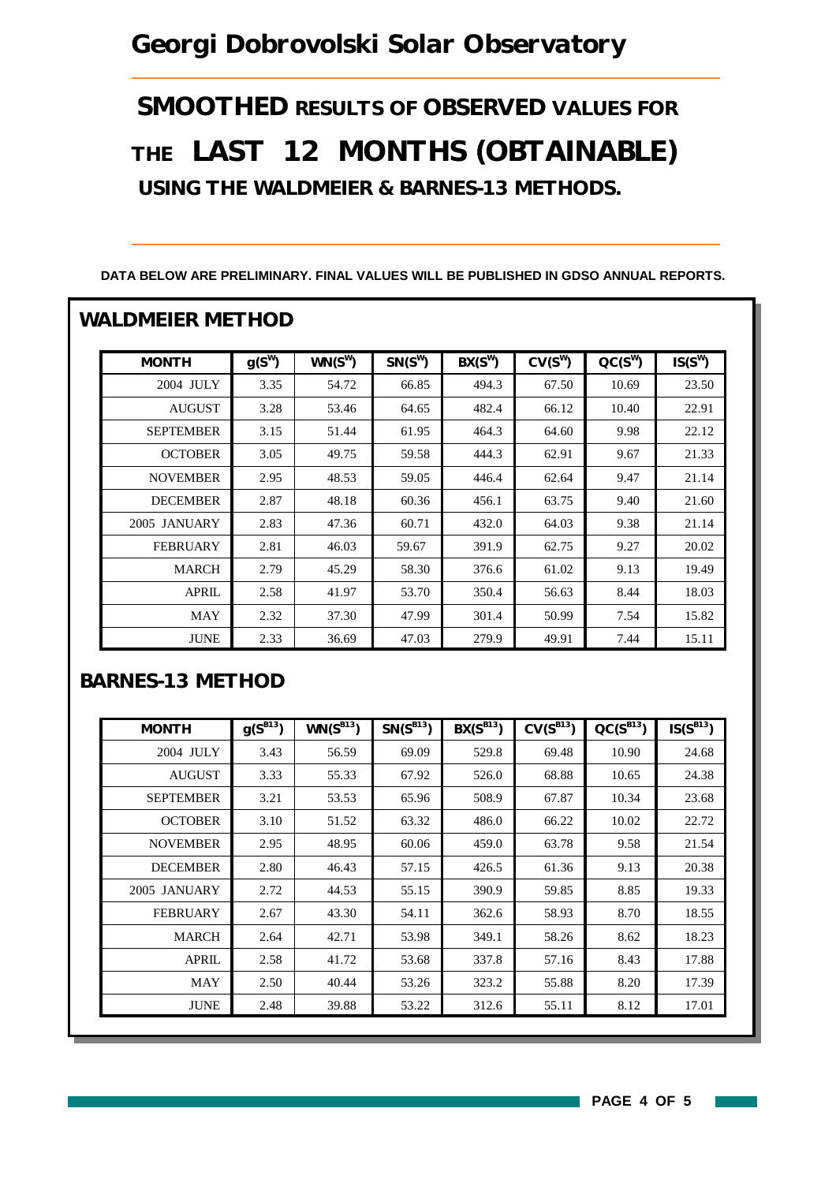# Georgi Dobrovolski Solar Observatory

## SMOOTHED RESULTS OF OBSERVED VALUES FOR THE LAST 12 MONTHS (OBTAINABLE) USING THE WALDMEIER & BARNES-13 METHODS.

DATA BELOW ARE PRELIMINARY. FINAL VALUES WILL BE PUBLISHED IN GDSO ANNUAL REPORTS.

### WALDMEIER METHOD

| MONTH | $g(S^W)$ | $WN(S^W)$ | $SN(S^W)$ | $BX(S^W)$ | $CV(S^W)$ | $QC(S^W)$ | $IS(S^W)$ |
|---|---|---|---|---|---|---|---|
| 2004 JULY | 3.35 | 54.72 | 66.85 | 494.3 | 67.50 | 10.69 | 23.50 |
| AUGUST | 3.28 | 53.46 | 64.65 | 482.4 | 66.12 | 10.40 | 22.91 |
| SEPTEMBER | 3.15 | 51.44 | 61.95 | 464.3 | 64.60 | 9.98 | 22.12 |
| OCTOBER | 3.05 | 49.75 | 59.58 | 444.3 | 62.91 | 9.67 | 21.33 |
| NOVEMBER | 2.95 | 48.53 | 59.05 | 446.4 | 62.64 | 9.47 | 21.14 |
| DECEMBER | 2.87 | 48.18 | 60.36 | 456.1 | 63.75 | 9.40 | 21.60 |
| 2005 JANUARY | 2.83 | 47.36 | 60.71 | 432.0 | 64.03 | 9.38 | 21.14 |
| FEBRUARY | 2.81 | 46.03 | 59.67 | 391.9 | 62.75 | 9.27 | 20.02 |
| MARCH | 2.79 | 45.29 | 58.30 | 376.6 | 61.02 | 9.13 | 19.49 |
| APRIL | 2.58 | 41.97 | 53.70 | 350.4 | 56.63 | 8.44 | 18.03 |
| MAY | 2.32 | 37.30 | 47.99 | 301.4 | 50.99 | 7.54 | 15.82 |
| JUNE | 2.33 | 36.69 | 47.03 | 279.9 | 49.91 | 7.44 | 15.11 |

### BARNES-13 METHOD

| MONTH | $g(S^{B13})$ | $WN(S^{B13})$ | $SN(S^{B13})$ | $BX(S^{B13})$ | $CV(S^{B13})$ | $QC(S^{B13})$ | $IS(S^{B13})$ |
|---|---|---|---|---|---|---|---|
| 2004 JULY | 3.43 | 56.59 | 69.09 | 529.8 | 69.48 | 10.90 | 24.68 |
| AUGUST | 3.33 | 55.33 | 67.92 | 526.0 | 68.88 | 10.65 | 24.38 |
| SEPTEMBER | 3.21 | 53.53 | 65.96 | 508.9 | 67.87 | 10.34 | 23.68 |
| OCTOBER | 3.10 | 51.52 | 63.32 | 486.0 | 66.22 | 10.02 | 22.72 |
| NOVEMBER | 2.95 | 48.95 | 60.06 | 459.0 | 63.78 | 9.58 | 21.54 |
| DECEMBER | 2.80 | 46.43 | 57.15 | 426.5 | 61.36 | 9.13 | 20.38 |
| 2005 JANUARY | 2.72 | 44.53 | 55.15 | 390.9 | 59.85 | 8.85 | 19.33 |
| FEBRUARY | 2.67 | 43.30 | 54.11 | 362.6 | 58.93 | 8.70 | 18.55 |
| MARCH | 2.64 | 42.71 | 53.98 | 349.1 | 58.26 | 8.62 | 18.23 |
| APRIL | 2.58 | 41.72 | 53.68 | 337.8 | 57.16 | 8.43 | 17.88 |
| MAY | 2.50 | 40.44 | 53.26 | 323.2 | 55.88 | 8.20 | 17.39 |
| JUNE | 2.48 | 39.88 | 53.22 | 312.6 | 55.11 | 8.12 | 17.01 |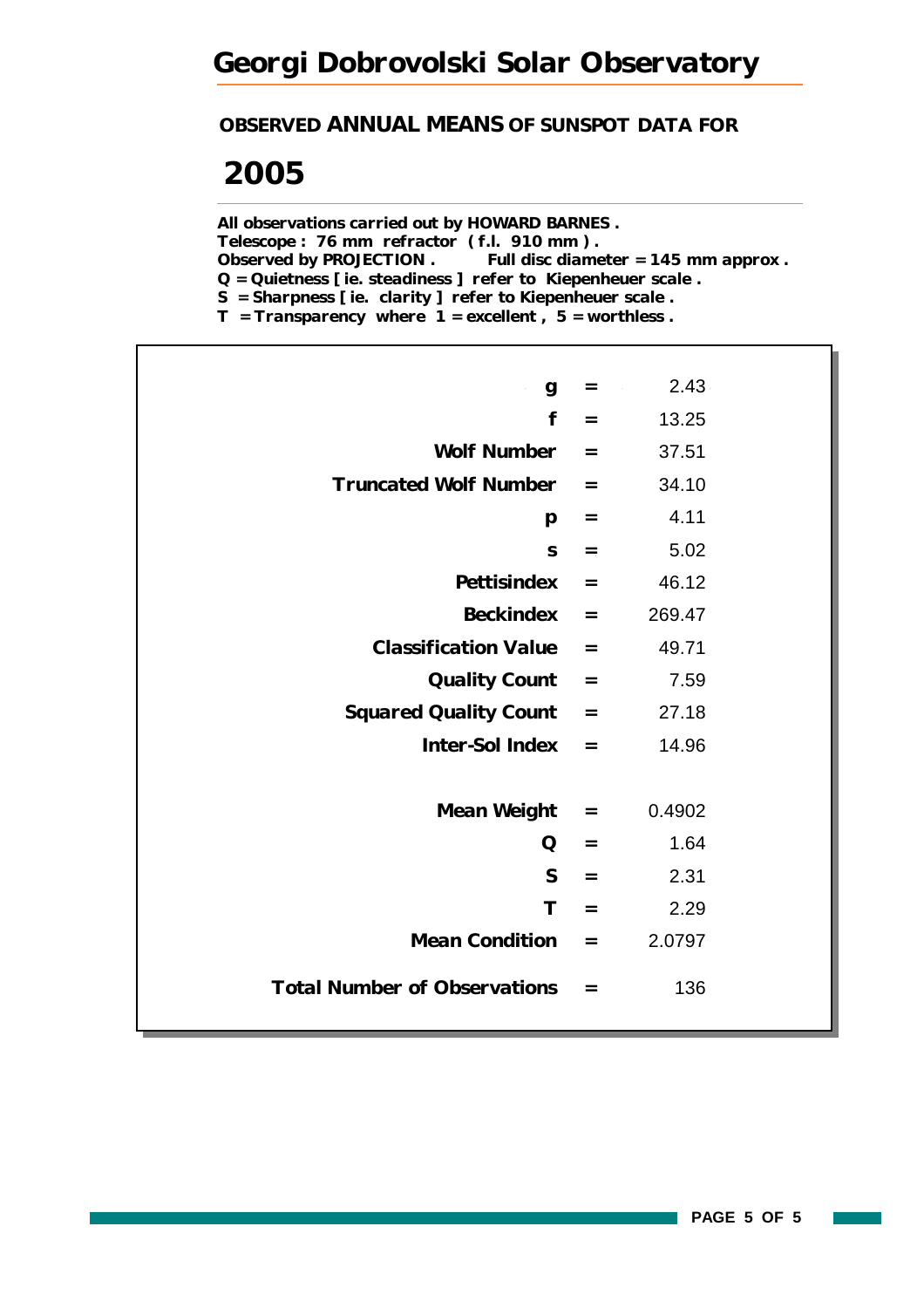# Georgi Dobrovolski Solar Observatory

**OBSERVED ANNUAL MEANS OF SUNSPOT DATA FOR**

# 2005

**All observations carried out by HOWARD BARNES .**
**Telescope : 76 mm refractor ( f.l. 910 mm ) .**
**Observed by PROJECTION .** **Full disc diameter = 145 mm approx .**
**Q = Quietness [ ie. steadiness ] refer to Kiepenheuer scale .**
**S = Sharpness [ ie. clarity ] refer to Kiepenheuer scale .**
**T = Transparency where 1 = excellent , 5 = worthless .**

| | | |
|---|---|---|
| **g** | = | 2.43 |
| **f** | = | 13.25 |
| **Wolf Number** | = | 37.51 |
| **Truncated Wolf Number** | = | 34.10 |
| **p** | = | 4.11 |
| **s** | = | 5.02 |
| **Pettisindex** | = | 46.12 |
| **Beckindex** | = | 269.47 |
| **Classification Value** | = | 49.71 |
| **Quality Count** | = | 7.59 |
| **Squared Quality Count** | = | 27.18 |
| **Inter-Sol Index** | = | 14.96 |
| **Mean Weight** | = | 0.4902 |
| **Q** | = | 1.64 |
| **S** | = | 2.31 |
| **T** | = | 2.29 |
| **Mean Condition** | = | 2.0797 |
| **Total Number of Observations** | = | 136 |